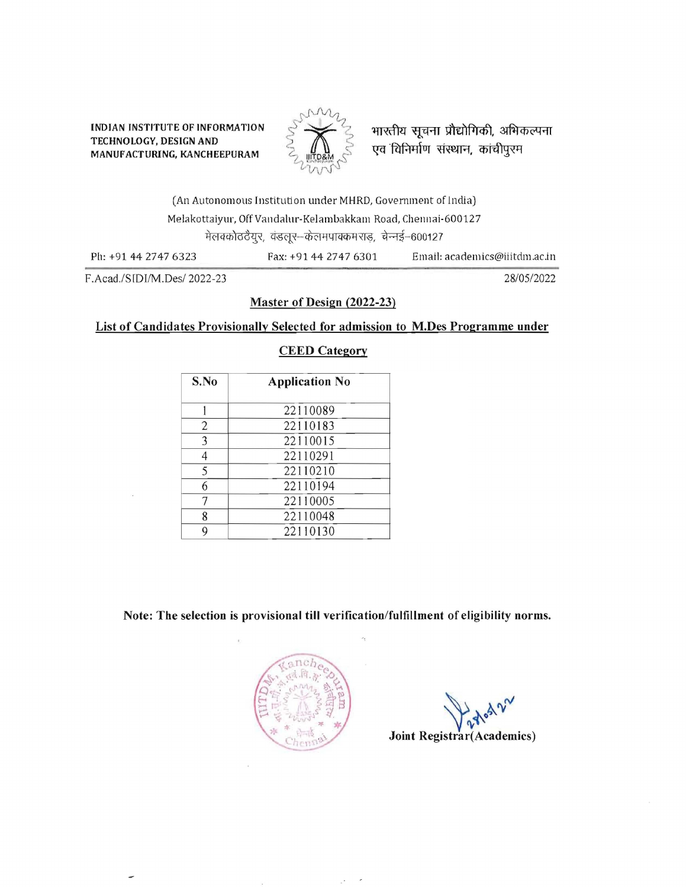**INDIAN INSTITUTE OF INFORMATION TECHNOLOGY, DESIGN AND MANUFACTURING, KANCHEEPURAM**

भारतीय सूचना प्रौद्योगिकी, अभिकल्पना एव विनिर्माण संस्थान, कांचीपुरम

(An Autonomous Institution under MHRD, Government of India)

Melakottaiyur, Off Vandalur-Kelambakkam Road, Chennai-600127

मेलक्कोट्टैयुर, वंडलूर–केलमपाक्कम राड़, चेन्नई–600127

Ph: +91 44 2747 6323 Fax: +91 44 2747 6301 Email: academics@iiitdm.ac.in

F.Acad./SIDI/M.Des/ 2022-23 28/05/2022

**Master of Design (2022-23)**

**List of Candidates Provisionally Selected for admission to M.Des Programme under CEED Category**

| S.No | Application No |
|---|---|
| 1 | 22110089 |
| 2 | 22110183 |
| 3 | 22110015 |
| 4 | 22110291 |
| 5 | 22110210 |
| 6 | 22110194 |
| 7 | 22110005 |
| 8 | 22110048 |
| 9 | 22110130 |

**Note: The selection is provisional till verification/fulfillment of eligibility norms.**

28/05/22

**Joint Registrar(Academics)**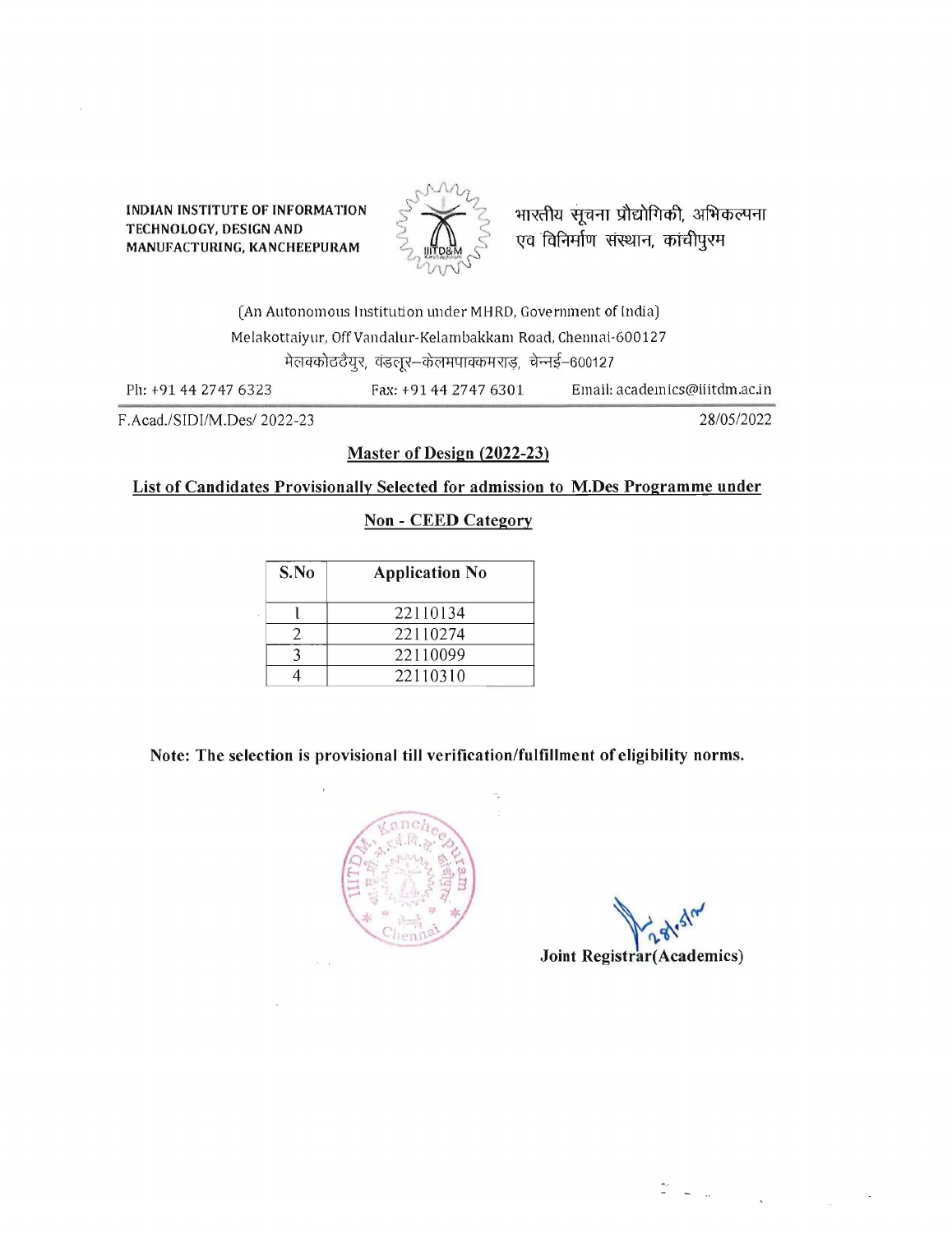INDIAN INSTITUTE OF INFORMATION TECHNOLOGY, DESIGN AND MANUFACTURING, KANCHEEPURAM

भारतीय सूचना प्रौद्योगिकी, अभिकल्पना एव विनिर्माण संस्थान, कांचीपुरम

(An Autonomous Institution under MHRD, Government of India)

Melakottaiyur, Off Vandalur-Kelambakkam Road, Chennai-600127

मेलक्कोट्टैयुर, वंडलूर–केलमपाक्कमराड़, चेन्नई–600127

Ph: +91 44 2747 6323 Fax: +91 44 2747 6301 Email: academics@iiitdm.ac.in

F.Acad./SIDI/M.Des/ 2022-23 28/05/2022

**Master of Design (2022-23)**

**List of Candidates Provisionally Selected for admission to M.Des Programme under Non - CEED Category**

| S.No | Application No |
|---|---|
| 1 | 22110134 |
| 2 | 22110274 |
| 3 | 22110099 |
| 4 | 22110310 |

**Note: The selection is provisional till verification/fulfillment of eligibility norms.**

28/5/22

**Joint Registrar(Academics)**